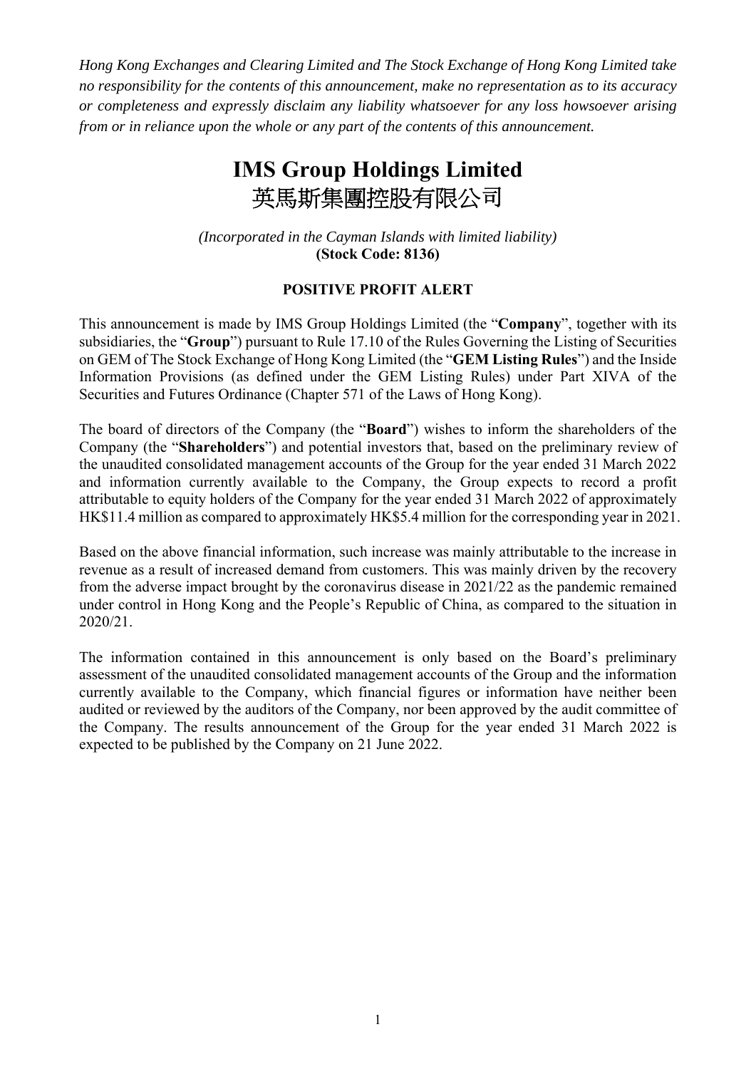*Hong Kong Exchanges and Clearing Limited and The Stock Exchange of Hong Kong Limited take no responsibility for the contents of this announcement, make no representation as to its accuracy or completeness and expressly disclaim any liability whatsoever for any loss howsoever arising from or in reliance upon the whole or any part of the contents of this announcement.*

# IMS Group Holdings Limited
# 英馬斯集團控股有限公司

*(Incorporated in the Cayman Islands with limited liability)*
**(Stock Code: 8136)**

## POSITIVE PROFIT ALERT

This announcement is made by IMS Group Holdings Limited (the "**Company**", together with its subsidiaries, the "**Group**") pursuant to Rule 17.10 of the Rules Governing the Listing of Securities on GEM of The Stock Exchange of Hong Kong Limited (the "**GEM Listing Rules**") and the Inside Information Provisions (as defined under the GEM Listing Rules) under Part XIVA of the Securities and Futures Ordinance (Chapter 571 of the Laws of Hong Kong).

The board of directors of the Company (the "**Board**") wishes to inform the shareholders of the Company (the "**Shareholders**") and potential investors that, based on the preliminary review of the unaudited consolidated management accounts of the Group for the year ended 31 March 2022 and information currently available to the Company, the Group expects to record a profit attributable to equity holders of the Company for the year ended 31 March 2022 of approximately HK$11.4 million as compared to approximately HK$5.4 million for the corresponding year in 2021.

Based on the above financial information, such increase was mainly attributable to the increase in revenue as a result of increased demand from customers. This was mainly driven by the recovery from the adverse impact brought by the coronavirus disease in 2021/22 as the pandemic remained under control in Hong Kong and the People's Republic of China, as compared to the situation in 2020/21.

The information contained in this announcement is only based on the Board's preliminary assessment of the unaudited consolidated management accounts of the Group and the information currently available to the Company, which financial figures or information have neither been audited or reviewed by the auditors of the Company, nor been approved by the audit committee of the Company. The results announcement of the Group for the year ended 31 March 2022 is expected to be published by the Company on 21 June 2022.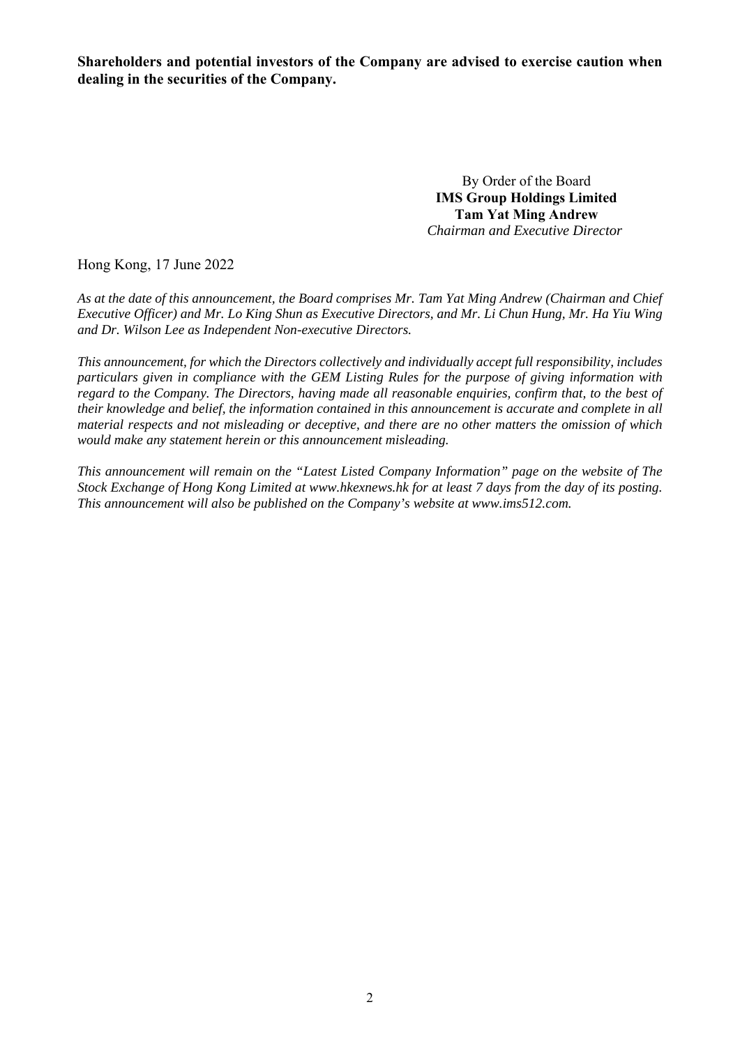**Shareholders and potential investors of the Company are advised to exercise caution when dealing in the securities of the Company.**

By Order of the Board
**IMS Group Holdings Limited**
**Tam Yat Ming Andrew**
*Chairman and Executive Director*

Hong Kong, 17 June 2022

*As at the date of this announcement, the Board comprises Mr. Tam Yat Ming Andrew (Chairman and Chief Executive Officer) and Mr. Lo King Shun as Executive Directors, and Mr. Li Chun Hung, Mr. Ha Yiu Wing and Dr. Wilson Lee as Independent Non-executive Directors.*

*This announcement, for which the Directors collectively and individually accept full responsibility, includes particulars given in compliance with the GEM Listing Rules for the purpose of giving information with regard to the Company. The Directors, having made all reasonable enquiries, confirm that, to the best of their knowledge and belief, the information contained in this announcement is accurate and complete in all material respects and not misleading or deceptive, and there are no other matters the omission of which would make any statement herein or this announcement misleading.*

*This announcement will remain on the "Latest Listed Company Information" page on the website of The Stock Exchange of Hong Kong Limited at www.hkexnews.hk for at least 7 days from the day of its posting. This announcement will also be published on the Company's website at www.ims512.com.*